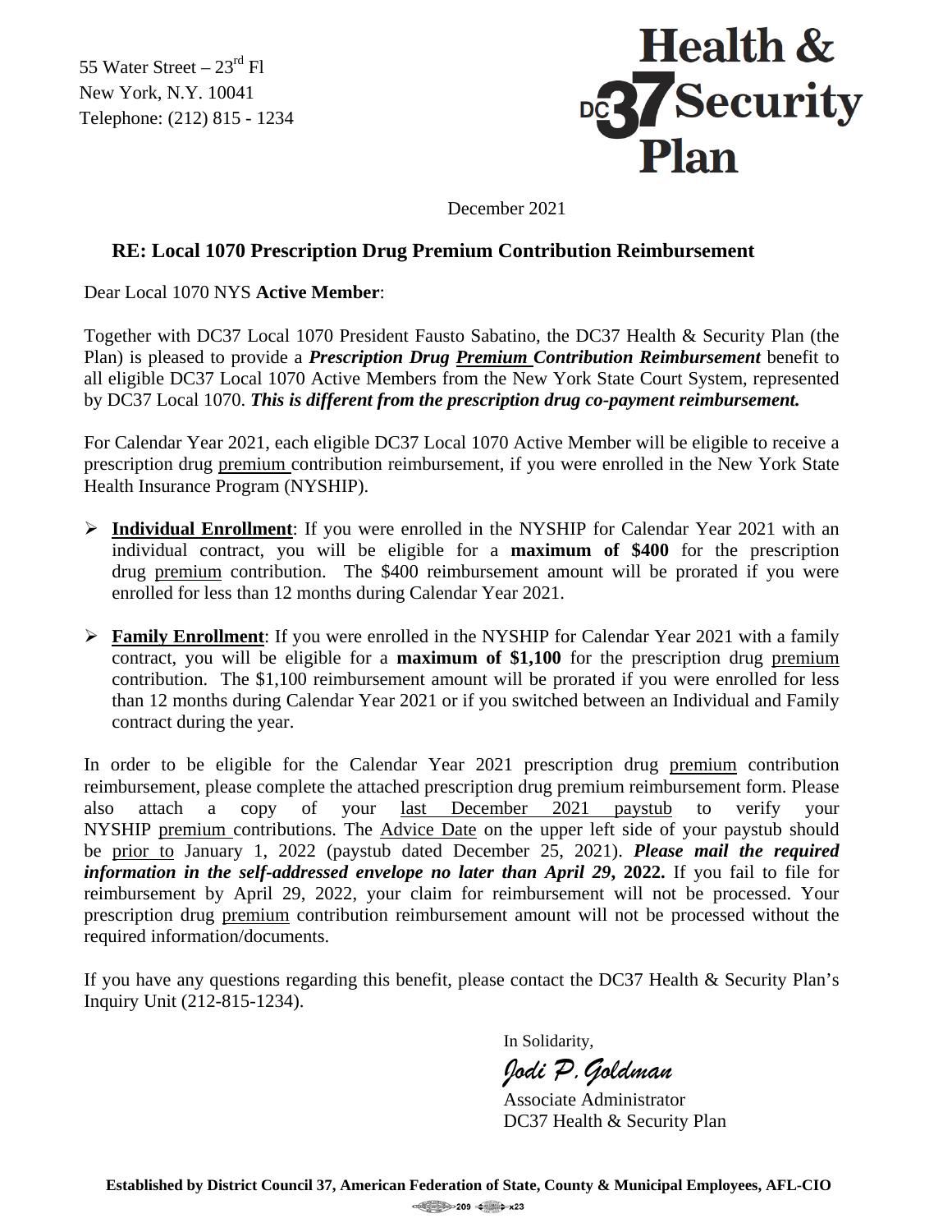55 Water Street – 23rd Fl
New York, N.Y. 10041
Telephone: (212) 815 - 1234

**Health & DC37 Security Plan**

December 2021

## RE: Local 1070 Prescription Drug Premium Contribution Reimbursement

Dear Local 1070 NYS **Active Member**:

Together with DC37 Local 1070 President Fausto Sabatino, the DC37 Health & Security Plan (the Plan) is pleased to provide a ***Prescription Drug Premium Contribution Reimbursement*** benefit to all eligible DC37 Local 1070 Active Members from the New York State Court System, represented by DC37 Local 1070. ***This is different from the prescription drug co-payment reimbursement.***

For Calendar Year 2021, each eligible DC37 Local 1070 Active Member will be eligible to receive a prescription drug premium contribution reimbursement, if you were enrolled in the New York State Health Insurance Program (NYSHIP).

- **Individual Enrollment**: If you were enrolled in the NYSHIP for Calendar Year 2021 with an individual contract, you will be eligible for a **maximum of $400** for the prescription drug premium contribution. The $400 reimbursement amount will be prorated if you were enrolled for less than 12 months during Calendar Year 2021.
- **Family Enrollment**: If you were enrolled in the NYSHIP for Calendar Year 2021 with a family contract, you will be eligible for a **maximum of $1,100** for the prescription drug premium contribution. The $1,100 reimbursement amount will be prorated if you were enrolled for less than 12 months during Calendar Year 2021 or if you switched between an Individual and Family contract during the year.

In order to be eligible for the Calendar Year 2021 prescription drug premium contribution reimbursement, please complete the attached prescription drug premium reimbursement form. Please also attach a copy of your last December 2021 paystub to verify your NYSHIP premium contributions. The Advice Date on the upper left side of your paystub should be prior to January 1, 2022 (paystub dated December 25, 2021). ***Please mail the required information in the self-addressed envelope no later than April 29*, 2022.** If you fail to file for reimbursement by April 29, 2022, your claim for reimbursement will not be processed. Your prescription drug premium contribution reimbursement amount will not be processed without the required information/documents.

If you have any questions regarding this benefit, please contact the DC37 Health & Security Plan's Inquiry Unit (212-815-1234).

In Solidarity,

*Jodi P. Goldman*

Associate Administrator
DC37 Health & Security Plan

**Established by District Council 37, American Federation of State, County & Municipal Employees, AFL-CIO**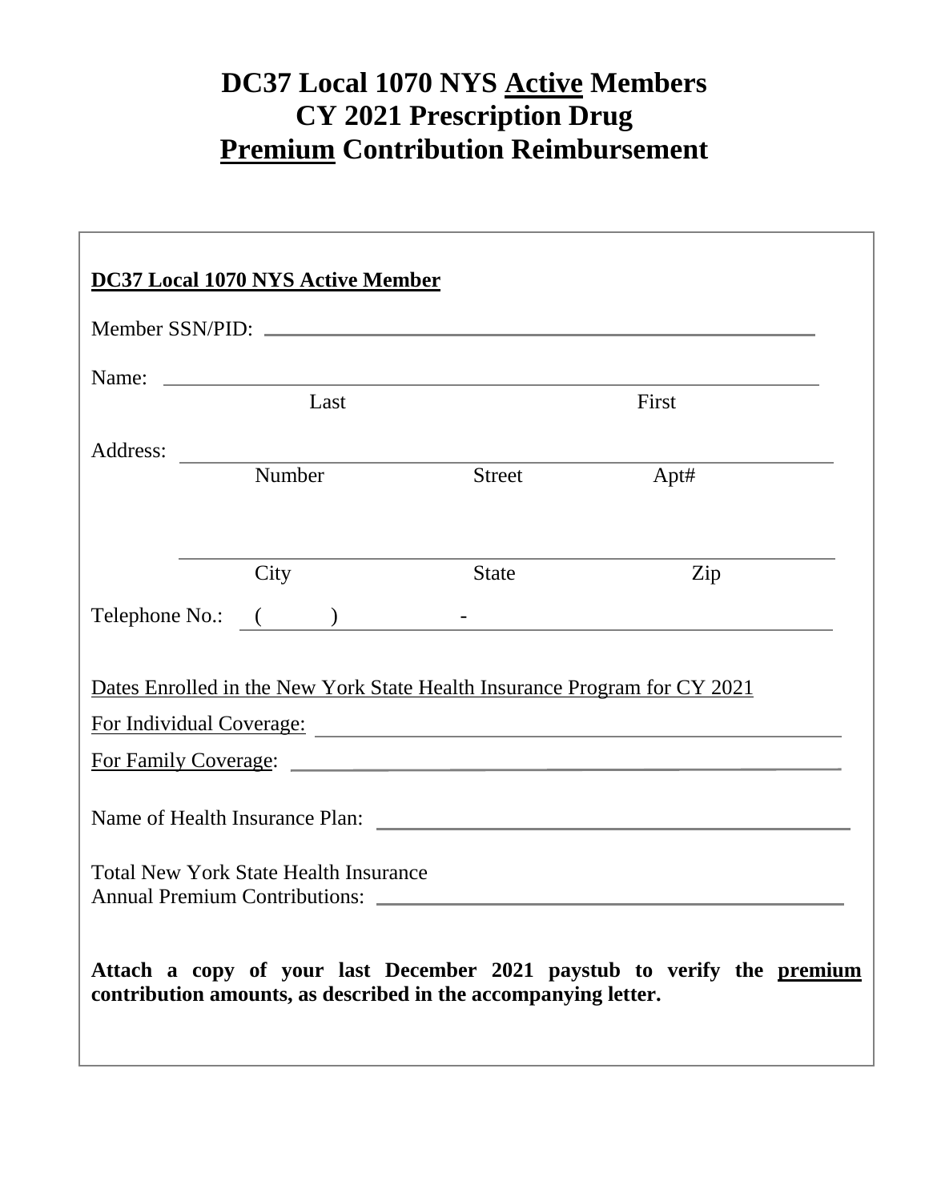# DC37 Local 1070 NYS <u>Active</u> Members CY 2021 Prescription Drug <u>Premium</u> Contribution Reimbursement

**<u>DC37 Local 1070 NYS Active Member</u>**

Member SSN/PID: ______________________________________________

Name: ______________________________________________

Last First

Address: ______________________________________________

Number Street Apt#

______________________________________________

City State Zip

Telephone No.: ( ) -

<u>Dates Enrolled in the New York State Health Insurance Program for CY 2021</u>

<u>For Individual Coverage:</u> ______________________________________________

<u>For Family Coverage</u>: ______________________________________________

Name of Health Insurance Plan: ______________________________________________

Total New York State Health Insurance
Annual Premium Contributions: ______________________________________________

**Attach a copy of your last December 2021 paystub to verify the <u>premium</u> contribution amounts, as described in the accompanying letter.**